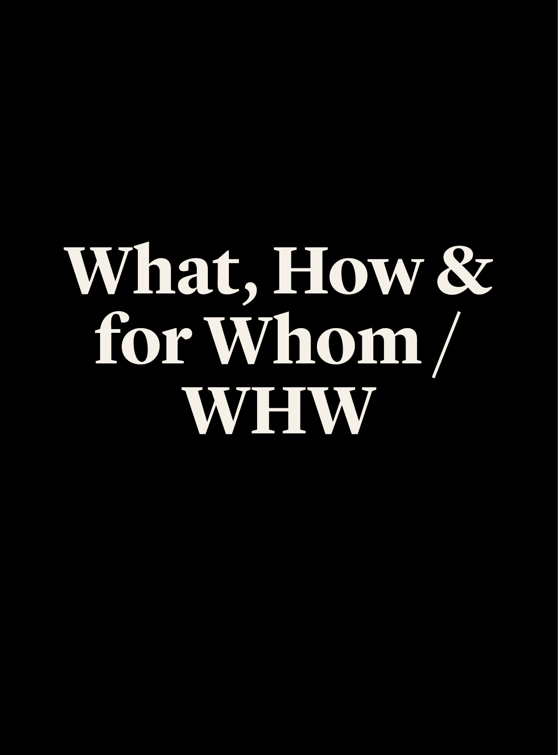# What, How & for Whom / WHW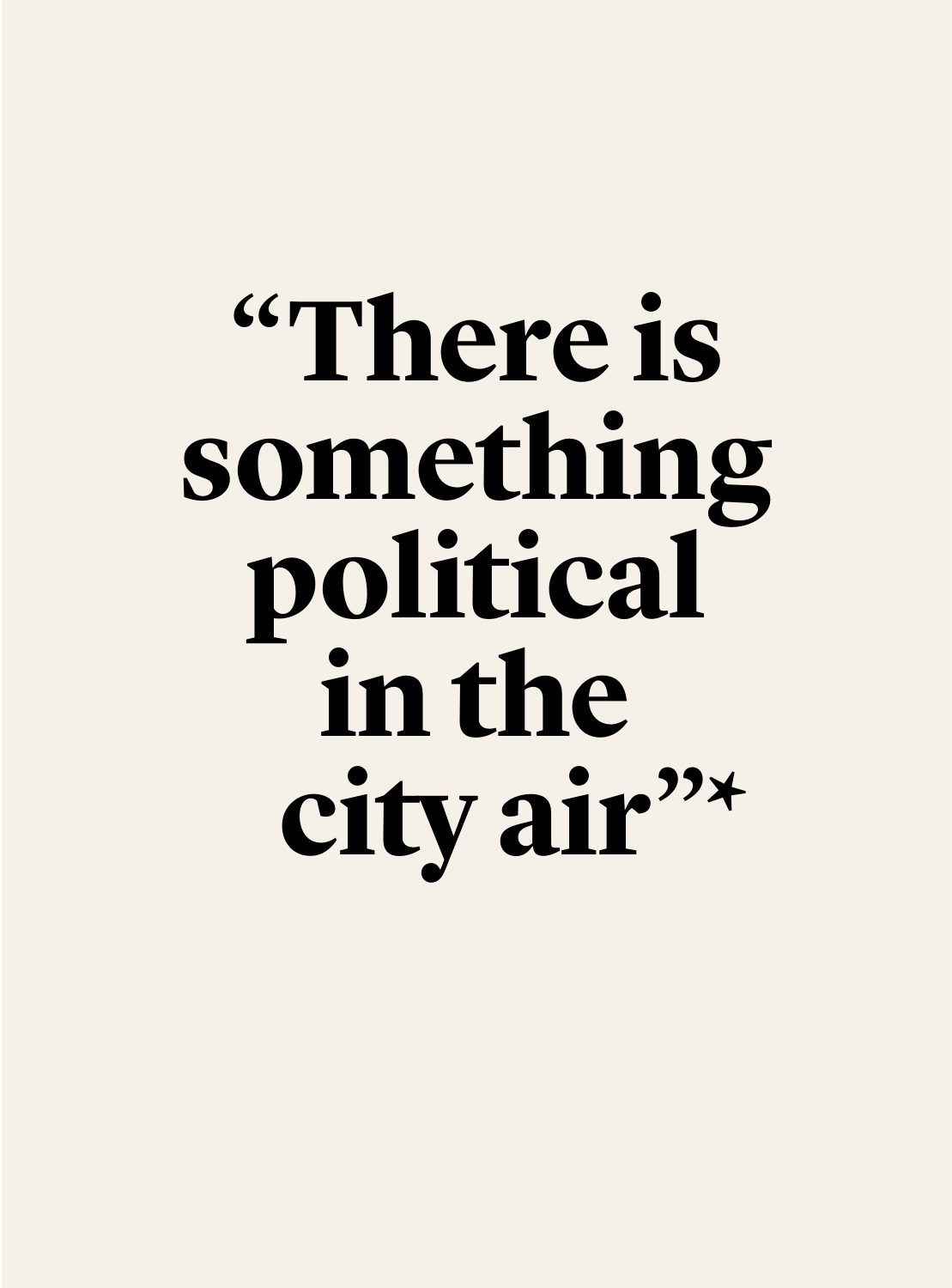# “There is something political in the city air”*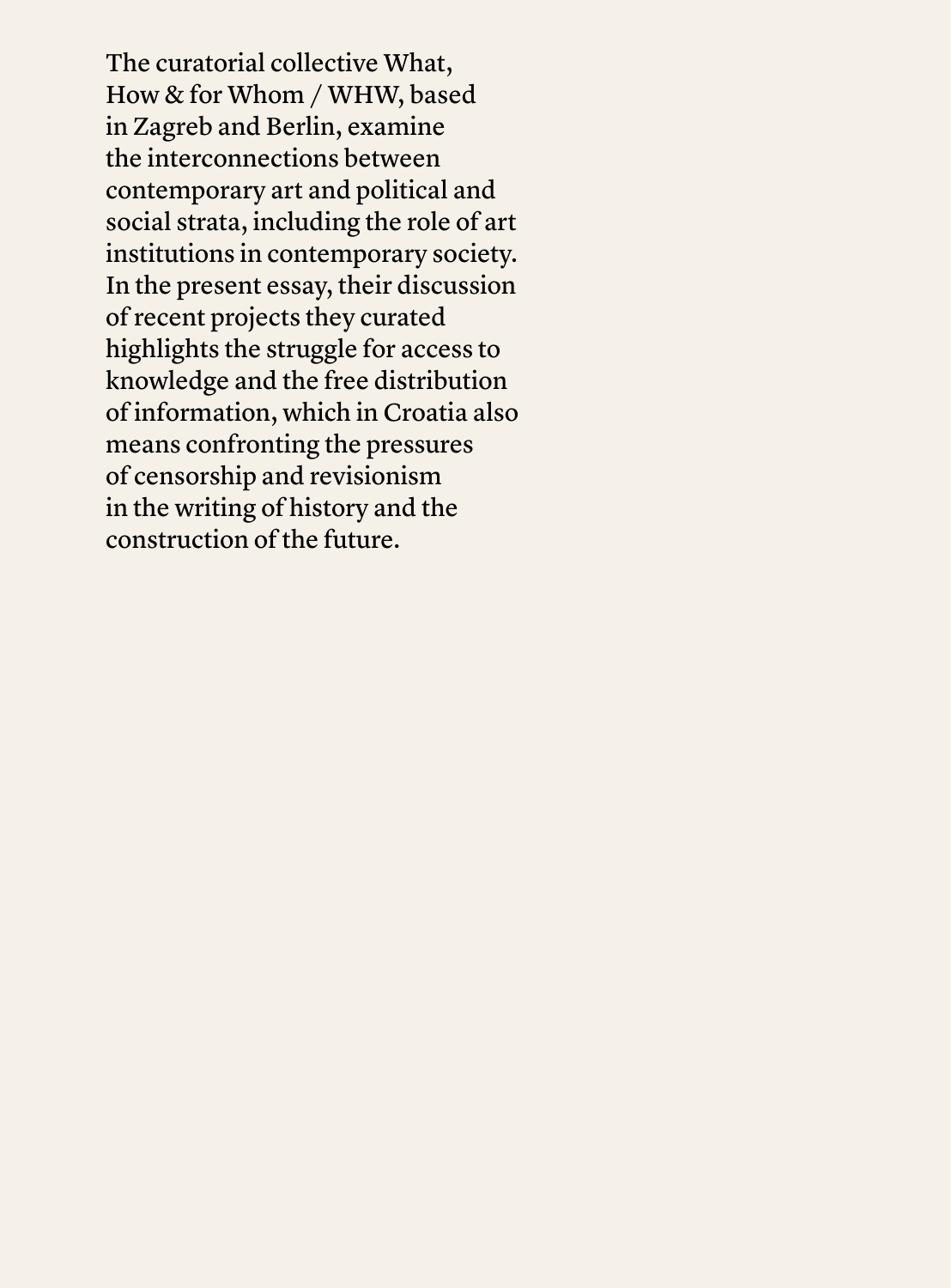The curatorial collective What, How & for Whom / WHW, based in Zagreb and Berlin, examine the interconnections between contemporary art and political and social strata, including the role of art institutions in contemporary society. In the present essay, their discussion of recent projects they curated highlights the struggle for access to knowledge and the free distribution of information, which in Croatia also means confronting the pressures of censorship and revisionism in the writing of history and the construction of the future.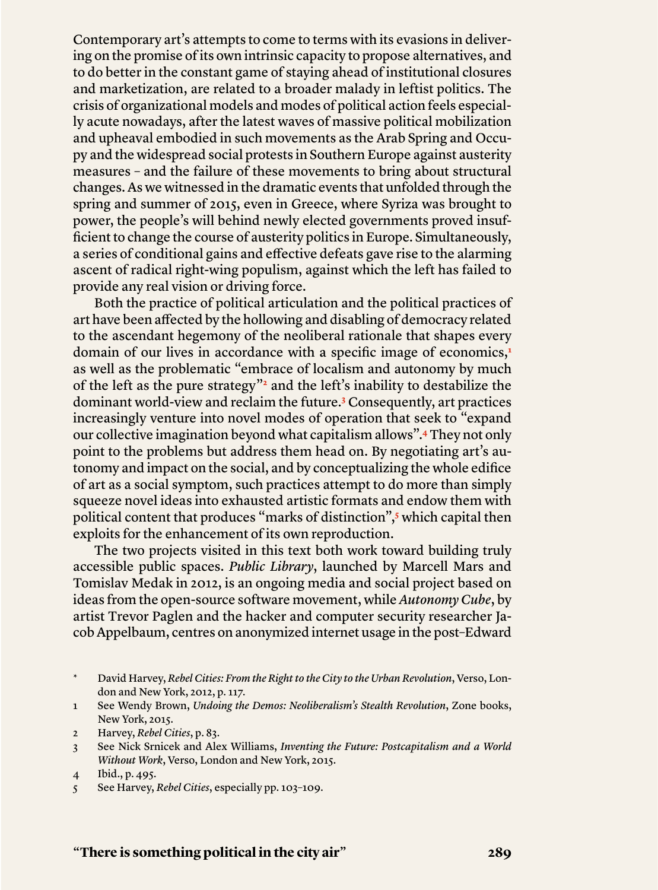Contemporary art's attempts to come to terms with its evasions in delivering on the promise of its own intrinsic capacity to propose alternatives, and to do better in the constant game of staying ahead of institutional closures and marketization, are related to a broader malady in leftist politics. The crisis of organizational models and modes of political action feels especially acute nowadays, after the latest waves of massive political mobilization and upheaval embodied in such movements as the Arab Spring and Occupy and the widespread social protests in Southern Europe against austerity measures – and the failure of these movements to bring about structural changes. As we witnessed in the dramatic events that unfolded through the spring and summer of 2015, even in Greece, where Syriza was brought to power, the people's will behind newly elected governments proved insufficient to change the course of austerity politics in Europe. Simultaneously, a series of conditional gains and effective defeats gave rise to the alarming ascent of radical right-wing populism, against which the left has failed to provide any real vision or driving force.

Both the practice of political articulation and the political practices of art have been affected by the hollowing and disabling of democracy related to the ascendant hegemony of the neoliberal rationale that shapes every domain of our lives in accordance with a specific image of economics,[1] as well as the problematic "embrace of localism and autonomy by much of the left as the pure strategy"[2] and the left's inability to destabilize the dominant world-view and reclaim the future.[3] Consequently, art practices increasingly venture into novel modes of operation that seek to "expand our collective imagination beyond what capitalism allows".[4] They not only point to the problems but address them head on. By negotiating art's autonomy and impact on the social, and by conceptualizing the whole edifice of art as a social symptom, such practices attempt to do more than simply squeeze novel ideas into exhausted artistic formats and endow them with political content that produces "marks of distinction",[5] which capital then exploits for the enhancement of its own reproduction.

The two projects visited in this text both work toward building truly accessible public spaces. *Public Library*, launched by Marcell Mars and Tomislav Medak in 2012, is an ongoing media and social project based on ideas from the open-source software movement, while *Autonomy Cube*, by artist Trevor Paglen and the hacker and computer security researcher Jacob Appelbaum, centres on anonymized internet usage in the post–Edward

\* David Harvey, *Rebel Cities: From the Right to the City to the Urban Revolution*, Verso, London and New York, 2012, p. 117.

1 See Wendy Brown, *Undoing the Demos: Neoliberalism's Stealth Revolution*, Zone books, New York, 2015.

2 Harvey, *Rebel Cities*, p. 83.

3 See Nick Srnicek and Alex Williams, *Inventing the Future: Postcapitalism and a World Without Work*, Verso, London and New York, 2015.

4 Ibid., p. 495.

5 See Harvey, *Rebel Cities*, especially pp. 103–109.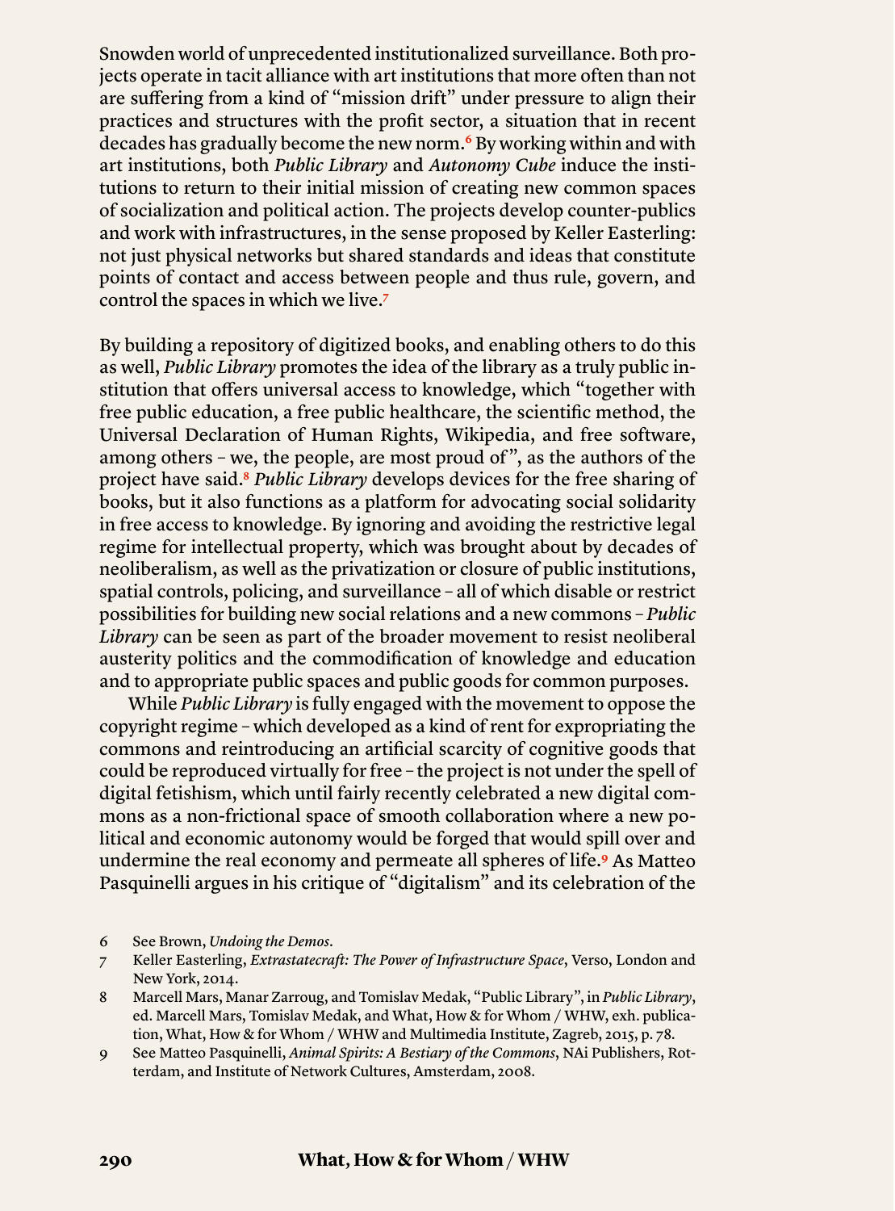Snowden world of unprecedented institutionalized surveillance. Both projects operate in tacit alliance with art institutions that more often than not are suffering from a kind of "mission drift" under pressure to align their practices and structures with the profit sector, a situation that in recent decades has gradually become the new norm.[6] By working within and with art institutions, both *Public Library* and *Autonomy Cube* induce the institutions to return to their initial mission of creating new common spaces of socialization and political action. The projects develop counter-publics and work with infrastructures, in the sense proposed by Keller Easterling: not just physical networks but shared standards and ideas that constitute points of contact and access between people and thus rule, govern, and control the spaces in which we live.[7]

By building a repository of digitized books, and enabling others to do this as well, *Public Library* promotes the idea of the library as a truly public institution that offers universal access to knowledge, which "together with free public education, a free public healthcare, the scientific method, the Universal Declaration of Human Rights, Wikipedia, and free software, among others – we, the people, are most proud of", as the authors of the project have said.[8] *Public Library* develops devices for the free sharing of books, but it also functions as a platform for advocating social solidarity in free access to knowledge. By ignoring and avoiding the restrictive legal regime for intellectual property, which was brought about by decades of neoliberalism, as well as the privatization or closure of public institutions, spatial controls, policing, and surveillance – all of which disable or restrict possibilities for building new social relations and a new commons – *Public Library* can be seen as part of the broader movement to resist neoliberal austerity politics and the commodification of knowledge and education and to appropriate public spaces and public goods for common purposes.

While *Public Library* is fully engaged with the movement to oppose the copyright regime – which developed as a kind of rent for expropriating the commons and reintroducing an artificial scarcity of cognitive goods that could be reproduced virtually for free – the project is not under the spell of digital fetishism, which until fairly recently celebrated a new digital commons as a non-frictional space of smooth collaboration where a new political and economic autonomy would be forged that would spill over and undermine the real economy and permeate all spheres of life.[9] As Matteo Pasquinelli argues in his critique of "digitalism" and its celebration of the

6 See Brown, *Undoing the Demos*.

7 Keller Easterling, *Extrastatecraft: The Power of Infrastructure Space*, Verso, London and New York, 2014.

8 Marcell Mars, Manar Zarroug, and Tomislav Medak, "Public Library", in *Public Library*, ed. Marcell Mars, Tomislav Medak, and What, How & for Whom / WHW, exh. publication, What, How & for Whom / WHW and Multimedia Institute, Zagreb, 2015, p. 78.

9 See Matteo Pasquinelli, *Animal Spirits: A Bestiary of the Commons*, NAi Publishers, Rotterdam, and Institute of Network Cultures, Amsterdam, 2008.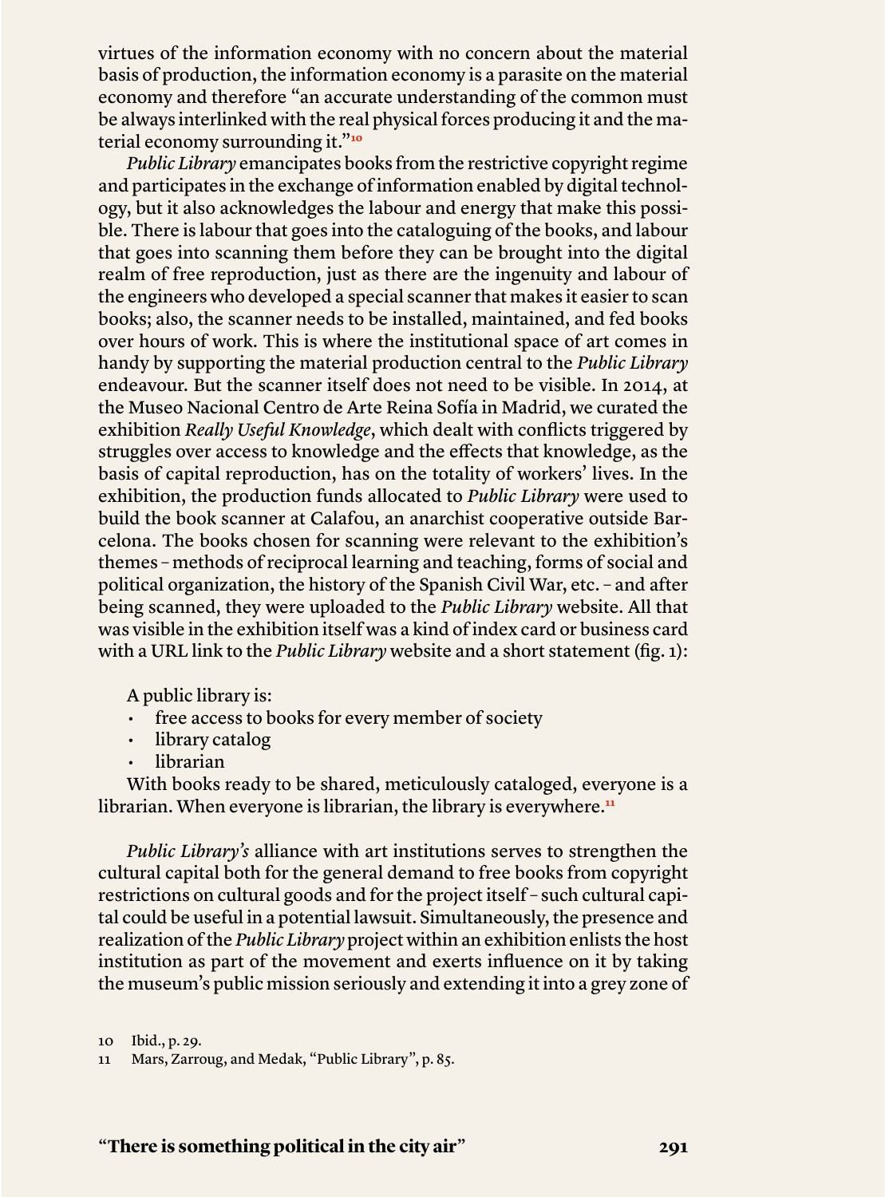virtues of the information economy with no concern about the material basis of production, the information economy is a parasite on the material economy and therefore "an accurate understanding of the common must be always interlinked with the real physical forces producing it and the material economy surrounding it."[10]

*Public Library* emancipates books from the restrictive copyright regime and participates in the exchange of information enabled by digital technology, but it also acknowledges the labour and energy that make this possible. There is labour that goes into the cataloguing of the books, and labour that goes into scanning them before they can be brought into the digital realm of free reproduction, just as there are the ingenuity and labour of the engineers who developed a special scanner that makes it easier to scan books; also, the scanner needs to be installed, maintained, and fed books over hours of work. This is where the institutional space of art comes in handy by supporting the material production central to the *Public Library* endeavour. But the scanner itself does not need to be visible. In 2014, at the Museo Nacional Centro de Arte Reina Sofía in Madrid, we curated the exhibition *Really Useful Knowledge*, which dealt with conflicts triggered by struggles over access to knowledge and the effects that knowledge, as the basis of capital reproduction, has on the totality of workers' lives. In the exhibition, the production funds allocated to *Public Library* were used to build the book scanner at Calafou, an anarchist cooperative outside Barcelona. The books chosen for scanning were relevant to the exhibition's themes – methods of reciprocal learning and teaching, forms of social and political organization, the history of the Spanish Civil War, etc. – and after being scanned, they were uploaded to the *Public Library* website. All that was visible in the exhibition itself was a kind of index card or business card with a URL link to the *Public Library* website and a short statement (fig. 1):

> A public library is:
>
> - free access to books for every member of society
> - library catalog
> - librarian
>
> With books ready to be shared, meticulously cataloged, everyone is a librarian. When everyone is librarian, the library is everywhere.[11]

*Public Library's* alliance with art institutions serves to strengthen the cultural capital both for the general demand to free books from copyright restrictions on cultural goods and for the project itself – such cultural capital could be useful in a potential lawsuit. Simultaneously, the presence and realization of the *Public Library* project within an exhibition enlists the host institution as part of the movement and exerts influence on it by taking the museum's public mission seriously and extending it into a grey zone of

10 Ibid., p. 29.

11 Mars, Zarroug, and Medak, "Public Library", p. 85.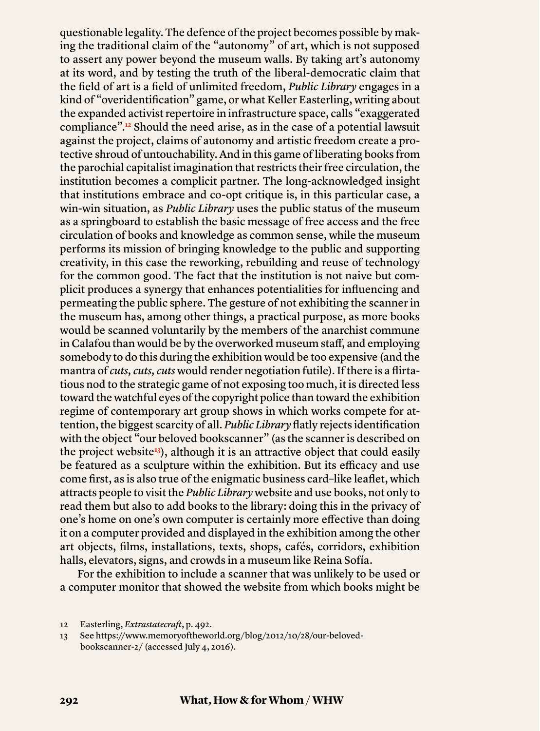questionable legality. The defence of the project becomes possible by making the traditional claim of the "autonomy" of art, which is not supposed to assert any power beyond the museum walls. By taking art's autonomy at its word, and by testing the truth of the liberal-democratic claim that the field of art is a field of unlimited freedom, *Public Library* engages in a kind of "overidentification" game, or what Keller Easterling, writing about the expanded activist repertoire in infrastructure space, calls "exaggerated compliance".[12] Should the need arise, as in the case of a potential lawsuit against the project, claims of autonomy and artistic freedom create a protective shroud of untouchability. And in this game of liberating books from the parochial capitalist imagination that restricts their free circulation, the institution becomes a complicit partner. The long-acknowledged insight that institutions embrace and co-opt critique is, in this particular case, a win-win situation, as *Public Library* uses the public status of the museum as a springboard to establish the basic message of free access and the free circulation of books and knowledge as common sense, while the museum performs its mission of bringing knowledge to the public and supporting creativity, in this case the reworking, rebuilding and reuse of technology for the common good. The fact that the institution is not naive but complicit produces a synergy that enhances potentialities for influencing and permeating the public sphere. The gesture of not exhibiting the scanner in the museum has, among other things, a practical purpose, as more books would be scanned voluntarily by the members of the anarchist commune in Calafou than would be by the overworked museum staff, and employing somebody to do this during the exhibition would be too expensive (and the mantra of *cuts, cuts, cuts* would render negotiation futile). If there is a flirtatious nod to the strategic game of not exposing too much, it is directed less toward the watchful eyes of the copyright police than toward the exhibition regime of contemporary art group shows in which works compete for attention, the biggest scarcity of all. *Public Library* flatly rejects identification with the object "our beloved bookscanner" (as the scanner is described on the project website[13]), although it is an attractive object that could easily be featured as a sculpture within the exhibition. But its efficacy and use come first, as is also true of the enigmatic business card–like leaflet, which attracts people to visit the *Public Library* website and use books, not only to read them but also to add books to the library: doing this in the privacy of one's home on one's own computer is certainly more effective than doing it on a computer provided and displayed in the exhibition among the other art objects, films, installations, texts, shops, cafés, corridors, exhibition halls, elevators, signs, and crowds in a museum like Reina Sofía.

For the exhibition to include a scanner that was unlikely to be used or a computer monitor that showed the website from which books might be

12 Easterling, *Extrastatecraft*, p. 492.

13 See https://www.memoryoftheworld.org/blog/2012/10/28/our-beloved-bookscanner-2/ (accessed July 4, 2016).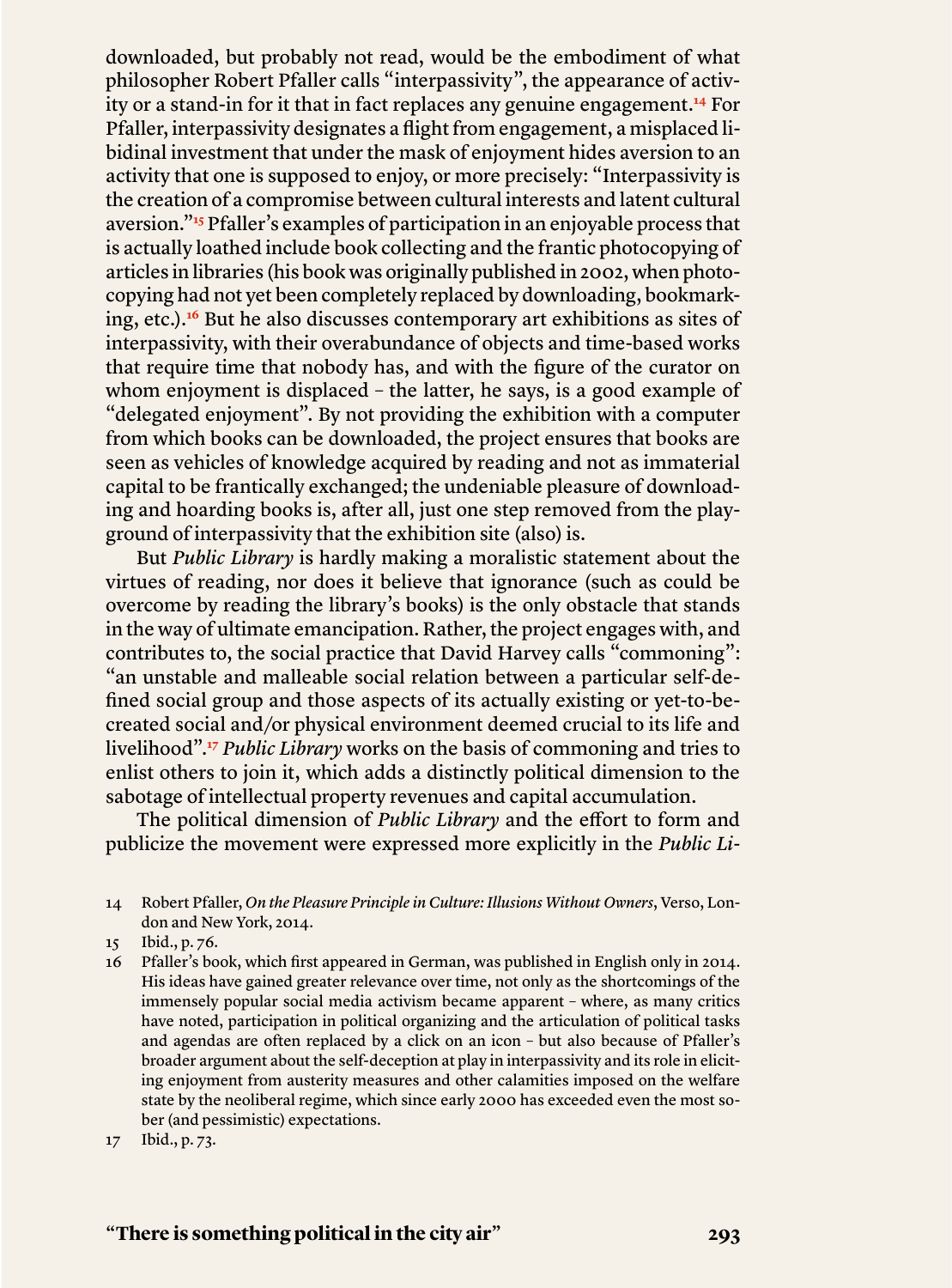downloaded, but probably not read, would be the embodiment of what philosopher Robert Pfaller calls "interpassivity", the appearance of activity or a stand-in for it that in fact replaces any genuine engagement.[14] For Pfaller, interpassivity designates a flight from engagement, a misplaced libidinal investment that under the mask of enjoyment hides aversion to an activity that one is supposed to enjoy, or more precisely: "Interpassivity is the creation of a compromise between cultural interests and latent cultural aversion."[15] Pfaller's examples of participation in an enjoyable process that is actually loathed include book collecting and the frantic photocopying of articles in libraries (his book was originally published in 2002, when photocopying had not yet been completely replaced by downloading, bookmarking, etc.).[16] But he also discusses contemporary art exhibitions as sites of interpassivity, with their overabundance of objects and time-based works that require time that nobody has, and with the figure of the curator on whom enjoyment is displaced – the latter, he says, is a good example of "delegated enjoyment". By not providing the exhibition with a computer from which books can be downloaded, the project ensures that books are seen as vehicles of knowledge acquired by reading and not as immaterial capital to be frantically exchanged; the undeniable pleasure of downloading and hoarding books is, after all, just one step removed from the playground of interpassivity that the exhibition site (also) is.

But *Public Library* is hardly making a moralistic statement about the virtues of reading, nor does it believe that ignorance (such as could be overcome by reading the library's books) is the only obstacle that stands in the way of ultimate emancipation. Rather, the project engages with, and contributes to, the social practice that David Harvey calls "commoning": "an unstable and malleable social relation between a particular self-defined social group and those aspects of its actually existing or yet-to-be-created social and/or physical environment deemed crucial to its life and livelihood".[17] *Public Library* works on the basis of commoning and tries to enlist others to join it, which adds a distinctly political dimension to the sabotage of intellectual property revenues and capital accumulation.

The political dimension of *Public Library* and the effort to form and publicize the movement were expressed more explicitly in the *Public Li-*

14 Robert Pfaller, *On the Pleasure Principle in Culture: Illusions Without Owners*, Verso, London and New York, 2014.

15 Ibid., p. 76.

16 Pfaller's book, which first appeared in German, was published in English only in 2014. His ideas have gained greater relevance over time, not only as the shortcomings of the immensely popular social media activism became apparent – where, as many critics have noted, participation in political organizing and the articulation of political tasks and agendas are often replaced by a click on an icon – but also because of Pfaller's broader argument about the self-deception at play in interpassivity and its role in eliciting enjoyment from austerity measures and other calamities imposed on the welfare state by the neoliberal regime, which since early 2000 has exceeded even the most sober (and pessimistic) expectations.

17 Ibid., p. 73.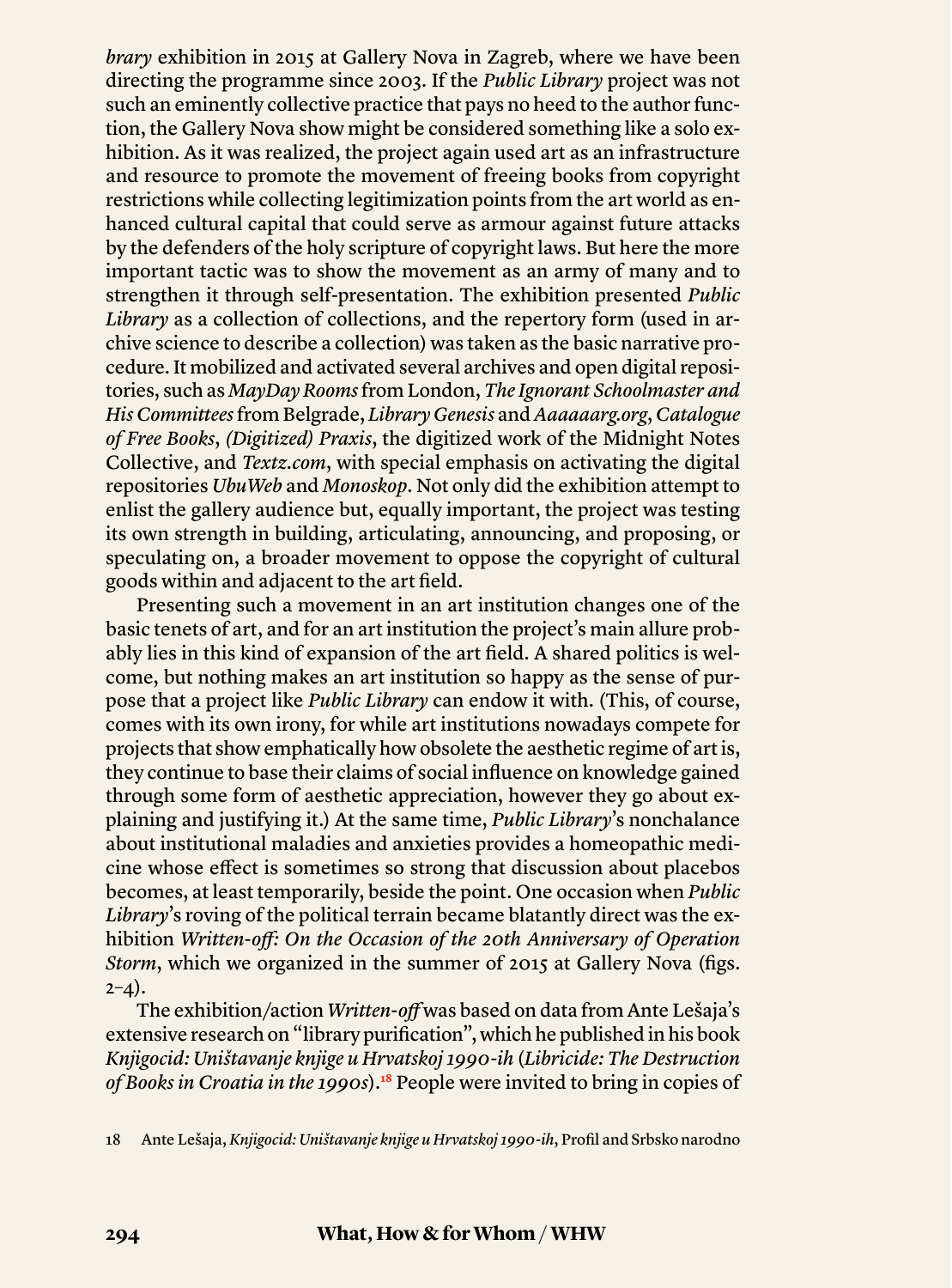*brary* exhibition in 2015 at Gallery Nova in Zagreb, where we have been directing the programme since 2003. If the *Public Library* project was not such an eminently collective practice that pays no heed to the author function, the Gallery Nova show might be considered something like a solo exhibition. As it was realized, the project again used art as an infrastructure and resource to promote the movement of freeing books from copyright restrictions while collecting legitimization points from the art world as enhanced cultural capital that could serve as armour against future attacks by the defenders of the holy scripture of copyright laws. But here the more important tactic was to show the movement as an army of many and to strengthen it through self-presentation. The exhibition presented *Public Library* as a collection of collections, and the repertory form (used in archive science to describe a collection) was taken as the basic narrative procedure. It mobilized and activated several archives and open digital repositories, such as *MayDay Rooms* from London, *The Ignorant Schoolmaster and His Committees* from Belgrade, *Library Genesis* and *Aaaaaarg.org*, *Catalogue of Free Books*, *(Digitized) Praxis*, the digitized work of the Midnight Notes Collective, and *Textz.com*, with special emphasis on activating the digital repositories *UbuWeb* and *Monoskop*. Not only did the exhibition attempt to enlist the gallery audience but, equally important, the project was testing its own strength in building, articulating, announcing, and proposing, or speculating on, a broader movement to oppose the copyright of cultural goods within and adjacent to the art field.

Presenting such a movement in an art institution changes one of the basic tenets of art, and for an art institution the project's main allure probably lies in this kind of expansion of the art field. A shared politics is welcome, but nothing makes an art institution so happy as the sense of purpose that a project like *Public Library* can endow it with. (This, of course, comes with its own irony, for while art institutions nowadays compete for projects that show emphatically how obsolete the aesthetic regime of art is, they continue to base their claims of social influence on knowledge gained through some form of aesthetic appreciation, however they go about explaining and justifying it.) At the same time, *Public Library*'s nonchalance about institutional maladies and anxieties provides a homeopathic medicine whose effect is sometimes so strong that discussion about placebos becomes, at least temporarily, beside the point. One occasion when *Public Library*'s roving of the political terrain became blatantly direct was the exhibition *Written-off: On the Occasion of the 20th Anniversary of Operation Storm*, which we organized in the summer of 2015 at Gallery Nova (figs. 2–4).

The exhibition/action *Written-off* was based on data from Ante Lešaja's extensive research on "library purification", which he published in his book *Knjigocid: Uništavanje knjige u Hrvatskoj 1990-ih* (*Libricide: The Destruction of Books in Croatia in the 1990s*).[18] People were invited to bring in copies of

18 Ante Lešaja, *Knjigocid: Uništavanje knjige u Hrvatskoj 1990-ih*, Profil and Srbsko narodno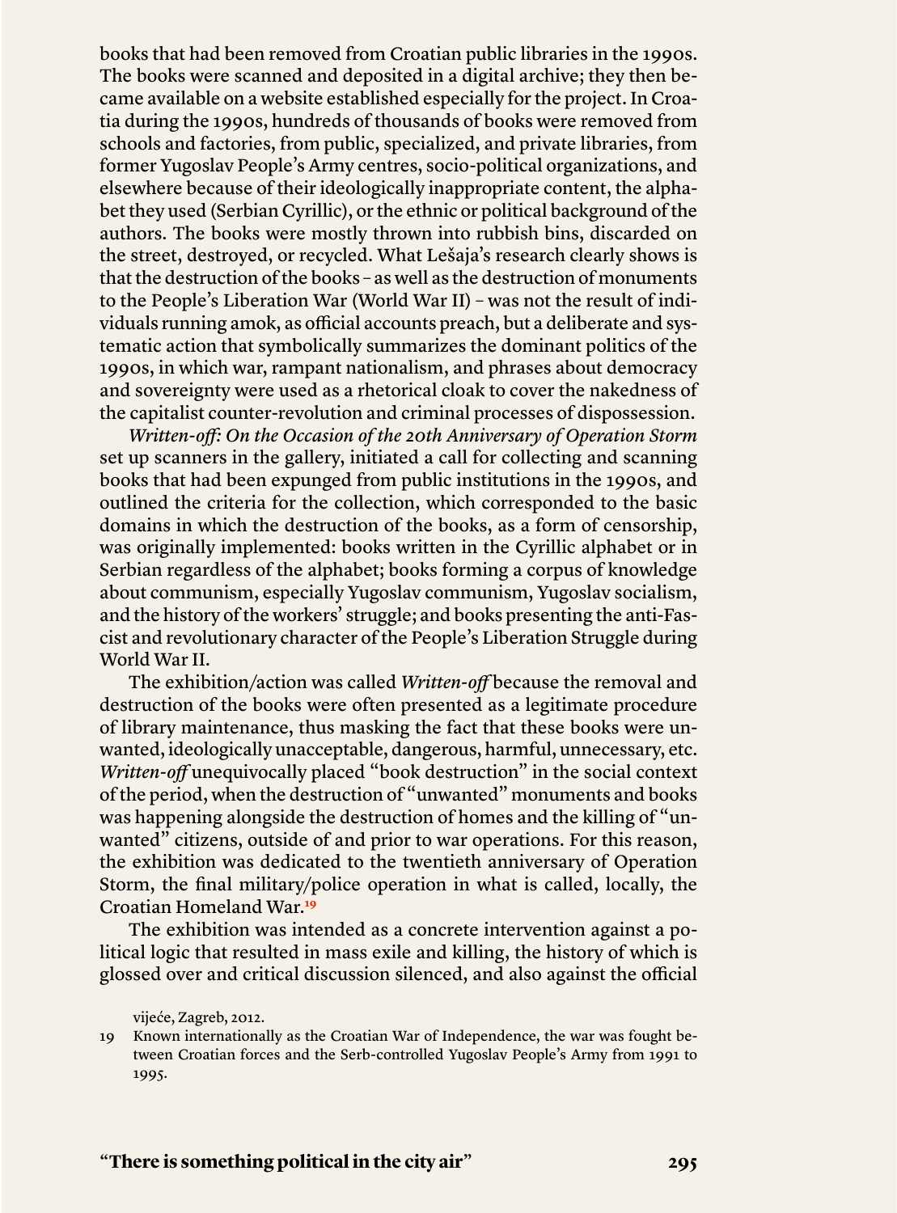books that had been removed from Croatian public libraries in the 1990s. The books were scanned and deposited in a digital archive; they then became available on a website established especially for the project. In Croatia during the 1990s, hundreds of thousands of books were removed from schools and factories, from public, specialized, and private libraries, from former Yugoslav People's Army centres, socio-political organizations, and elsewhere because of their ideologically inappropriate content, the alphabet they used (Serbian Cyrillic), or the ethnic or political background of the authors. The books were mostly thrown into rubbish bins, discarded on the street, destroyed, or recycled. What Lešaja's research clearly shows is that the destruction of the books – as well as the destruction of monuments to the People's Liberation War (World War II) – was not the result of individuals running amok, as official accounts preach, but a deliberate and systematic action that symbolically summarizes the dominant politics of the 1990s, in which war, rampant nationalism, and phrases about democracy and sovereignty were used as a rhetorical cloak to cover the nakedness of the capitalist counter-revolution and criminal processes of dispossession.

*Written-off: On the Occasion of the 20th Anniversary of Operation Storm* set up scanners in the gallery, initiated a call for collecting and scanning books that had been expunged from public institutions in the 1990s, and outlined the criteria for the collection, which corresponded to the basic domains in which the destruction of the books, as a form of censorship, was originally implemented: books written in the Cyrillic alphabet or in Serbian regardless of the alphabet; books forming a corpus of knowledge about communism, especially Yugoslav communism, Yugoslav socialism, and the history of the workers' struggle; and books presenting the anti-Fascist and revolutionary character of the People's Liberation Struggle during World War II.

The exhibition/action was called *Written-off* because the removal and destruction of the books were often presented as a legitimate procedure of library maintenance, thus masking the fact that these books were unwanted, ideologically unacceptable, dangerous, harmful, unnecessary, etc. *Written-off* unequivocally placed "book destruction" in the social context of the period, when the destruction of "unwanted" monuments and books was happening alongside the destruction of homes and the killing of "unwanted" citizens, outside of and prior to war operations. For this reason, the exhibition was dedicated to the twentieth anniversary of Operation Storm, the final military/police operation in what is called, locally, the Croatian Homeland War.[19]

The exhibition was intended as a concrete intervention against a political logic that resulted in mass exile and killing, the history of which is glossed over and critical discussion silenced, and also against the official

vijeće, Zagreb, 2012.

19 Known internationally as the Croatian War of Independence, the war was fought between Croatian forces and the Serb-controlled Yugoslav People's Army from 1991 to 1995.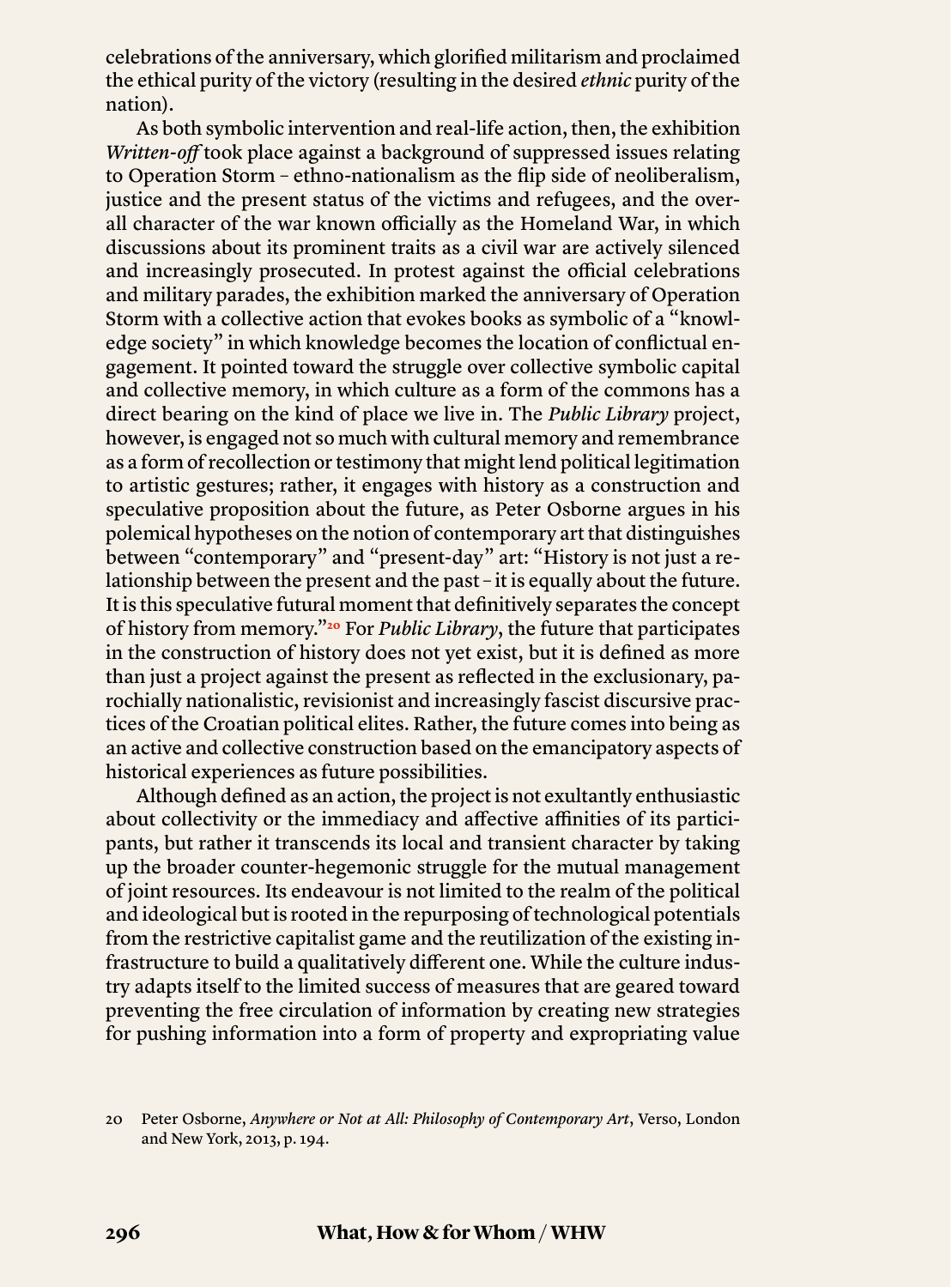celebrations of the anniversary, which glorified militarism and proclaimed the ethical purity of the victory (resulting in the desired *ethnic* purity of the nation).

As both symbolic intervention and real-life action, then, the exhibition *Written-off* took place against a background of suppressed issues relating to Operation Storm – ethno-nationalism as the flip side of neoliberalism, justice and the present status of the victims and refugees, and the overall character of the war known officially as the Homeland War, in which discussions about its prominent traits as a civil war are actively silenced and increasingly prosecuted. In protest against the official celebrations and military parades, the exhibition marked the anniversary of Operation Storm with a collective action that evokes books as symbolic of a "knowledge society" in which knowledge becomes the location of conflictual engagement. It pointed toward the struggle over collective symbolic capital and collective memory, in which culture as a form of the commons has a direct bearing on the kind of place we live in. The *Public Library* project, however, is engaged not so much with cultural memory and remembrance as a form of recollection or testimony that might lend political legitimation to artistic gestures; rather, it engages with history as a construction and speculative proposition about the future, as Peter Osborne argues in his polemical hypotheses on the notion of contemporary art that distinguishes between "contemporary" and "present-day" art: "History is not just a relationship between the present and the past – it is equally about the future. It is this speculative futural moment that definitively separates the concept of history from memory."[20] For *Public Library*, the future that participates in the construction of history does not yet exist, but it is defined as more than just a project against the present as reflected in the exclusionary, parochially nationalistic, revisionist and increasingly fascist discursive practices of the Croatian political elites. Rather, the future comes into being as an active and collective construction based on the emancipatory aspects of historical experiences as future possibilities.

Although defined as an action, the project is not exultantly enthusiastic about collectivity or the immediacy and affective affinities of its participants, but rather it transcends its local and transient character by taking up the broader counter-hegemonic struggle for the mutual management of joint resources. Its endeavour is not limited to the realm of the political and ideological but is rooted in the repurposing of technological potentials from the restrictive capitalist game and the reutilization of the existing infrastructure to build a qualitatively different one. While the culture industry adapts itself to the limited success of measures that are geared toward preventing the free circulation of information by creating new strategies for pushing information into a form of property and expropriating value

20 Peter Osborne, *Anywhere or Not at All: Philosophy of Contemporary Art*, Verso, London and New York, 2013, p. 194.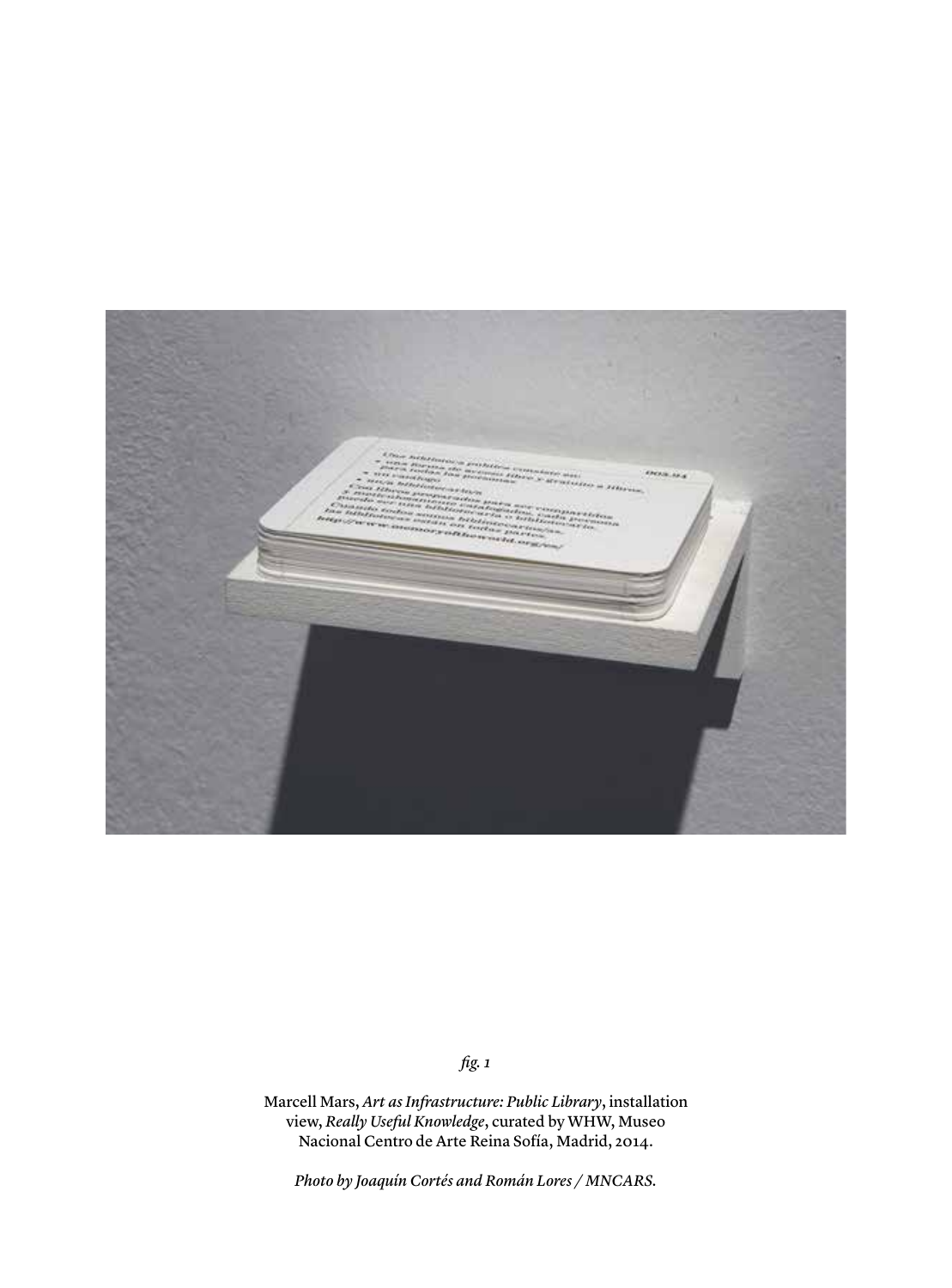*fig. 1*

Marcell Mars, *Art as Infrastructure: Public Library*, installation view, *Really Useful Knowledge*, curated by WHW, Museo Nacional Centro de Arte Reina Sofía, Madrid, 2014.

*Photo by Joaquín Cortés and Román Lores / MNCARS.*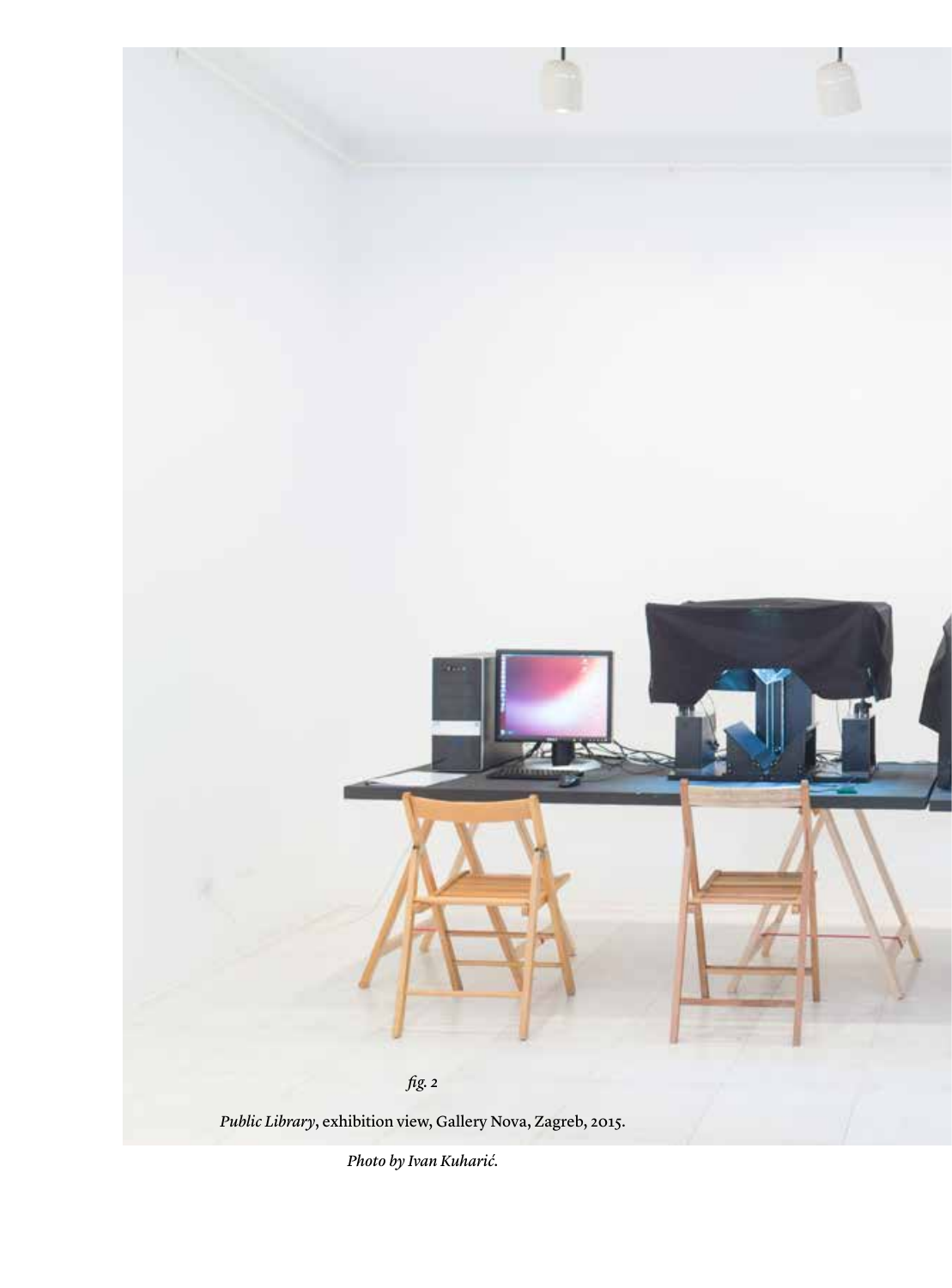*fig. 2*

*Public Library*, exhibition view, Gallery Nova, Zagreb, 2015.

*Photo by Ivan Kuharić.*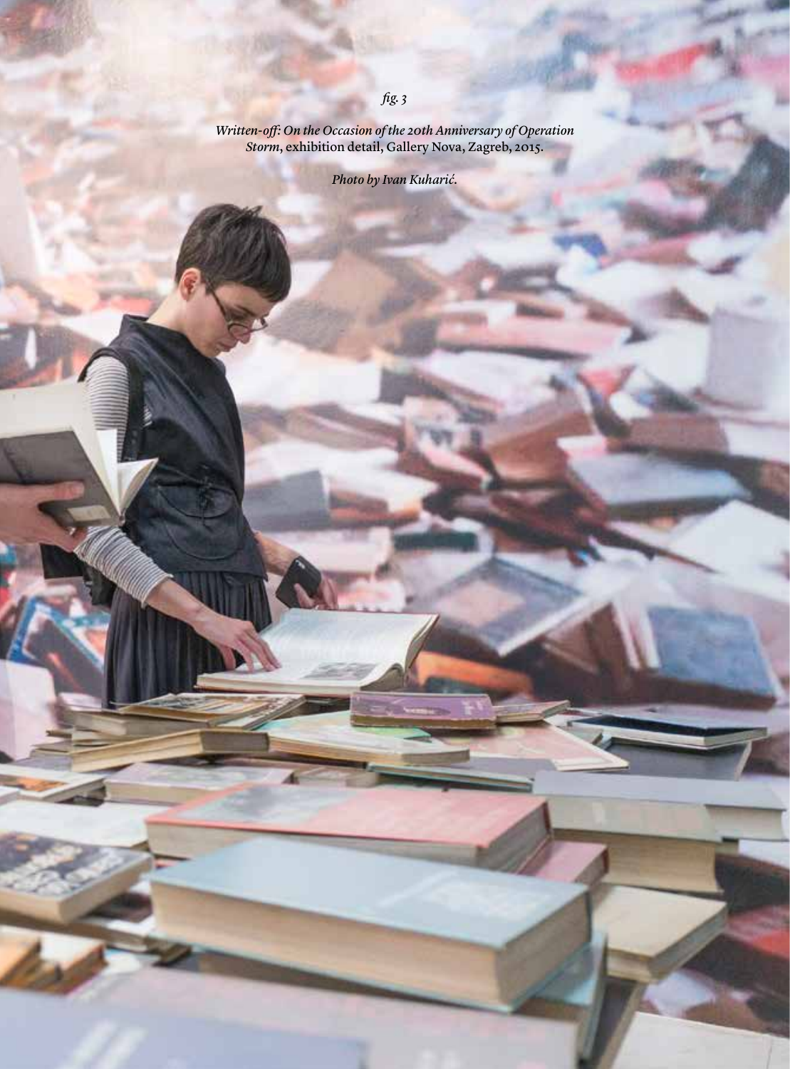*fig. 3*

*Written-off: On the Occasion of the 20th Anniversary of Operation Storm*, exhibition detail, Gallery Nova, Zagreb, 2015.

*Photo by Ivan Kuharić.*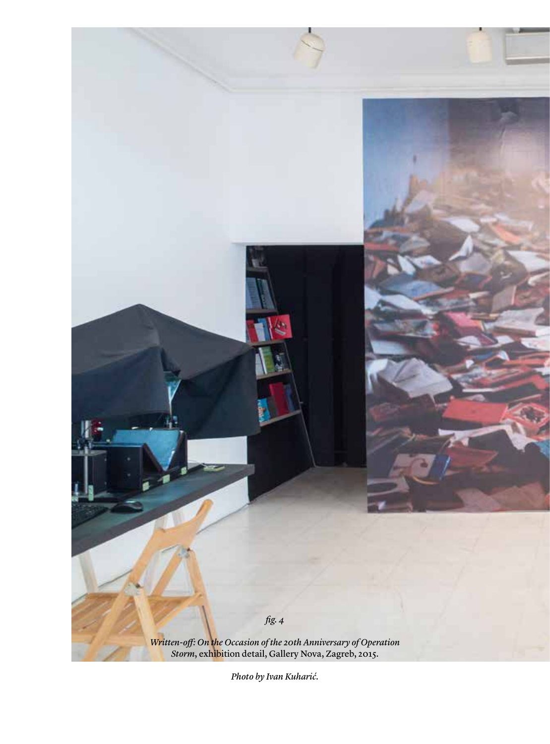*fig. 4*

*Written-off: On the Occasion of the 20th Anniversary of Operation Storm*, exhibition detail, Gallery Nova, Zagreb, 2015.

*Photo by Ivan Kuharić.*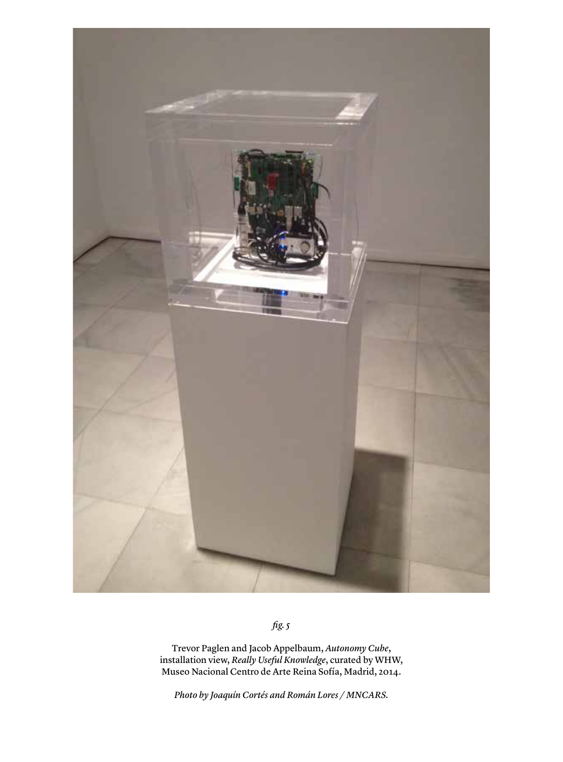*fig. 5*

Trevor Paglen and Jacob Appelbaum, *Autonomy Cube*, installation view, *Really Useful Knowledge*, curated by WHW, Museo Nacional Centro de Arte Reina Sofía, Madrid, 2014.

*Photo by Joaquín Cortés and Román Lores / MNCARS.*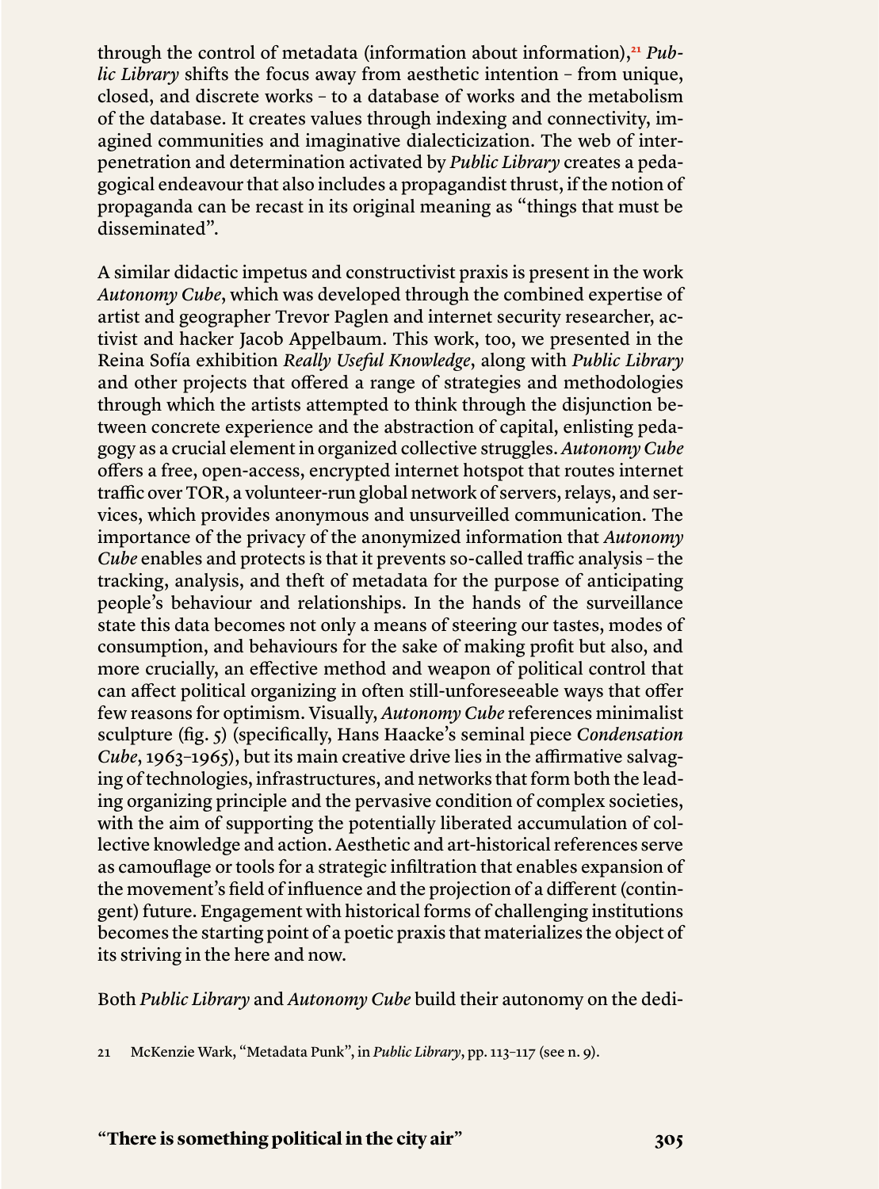through the control of metadata (information about information),[21] *Public Library* shifts the focus away from aesthetic intention – from unique, closed, and discrete works – to a database of works and the metabolism of the database. It creates values through indexing and connectivity, imagined communities and imaginative dialecticization. The web of interpenetration and determination activated by *Public Library* creates a pedagogical endeavour that also includes a propagandist thrust, if the notion of propaganda can be recast in its original meaning as "things that must be disseminated".

A similar didactic impetus and constructivist praxis is present in the work *Autonomy Cube*, which was developed through the combined expertise of artist and geographer Trevor Paglen and internet security researcher, activist and hacker Jacob Appelbaum. This work, too, we presented in the Reina Sofía exhibition *Really Useful Knowledge*, along with *Public Library* and other projects that offered a range of strategies and methodologies through which the artists attempted to think through the disjunction between concrete experience and the abstraction of capital, enlisting pedagogy as a crucial element in organized collective struggles. *Autonomy Cube* offers a free, open-access, encrypted internet hotspot that routes internet traffic over TOR, a volunteer-run global network of servers, relays, and services, which provides anonymous and unsurveilled communication. The importance of the privacy of the anonymized information that *Autonomy Cube* enables and protects is that it prevents so-called traffic analysis – the tracking, analysis, and theft of metadata for the purpose of anticipating people's behaviour and relationships. In the hands of the surveillance state this data becomes not only a means of steering our tastes, modes of consumption, and behaviours for the sake of making profit but also, and more crucially, an effective method and weapon of political control that can affect political organizing in often still-unforeseeable ways that offer few reasons for optimism. Visually, *Autonomy Cube* references minimalist sculpture (fig. 5) (specifically, Hans Haacke's seminal piece *Condensation Cube*, 1963–1965), but its main creative drive lies in the affirmative salvaging of technologies, infrastructures, and networks that form both the leading organizing principle and the pervasive condition of complex societies, with the aim of supporting the potentially liberated accumulation of collective knowledge and action. Aesthetic and art-historical references serve as camouflage or tools for a strategic infiltration that enables expansion of the movement's field of influence and the projection of a different (contingent) future. Engagement with historical forms of challenging institutions becomes the starting point of a poetic praxis that materializes the object of its striving in the here and now.

Both *Public Library* and *Autonomy Cube* build their autonomy on the dedi-

21 McKenzie Wark, "Metadata Punk", in *Public Library*, pp. 113–117 (see n. 9).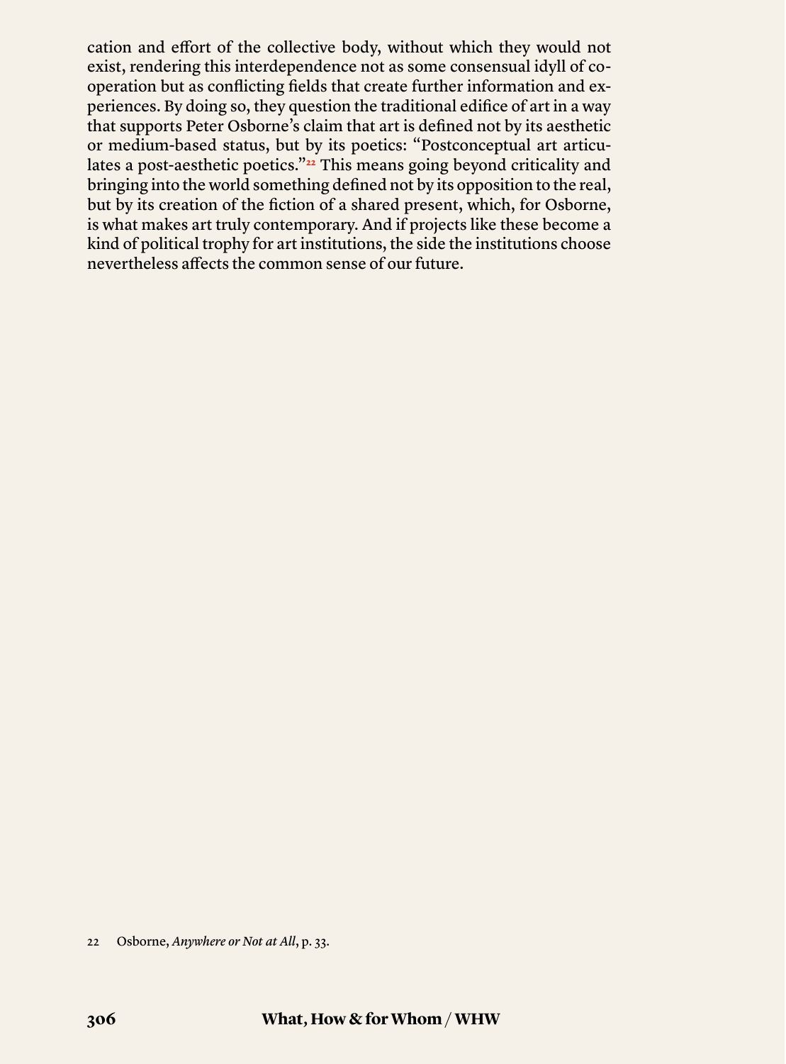cation and effort of the collective body, without which they would not exist, rendering this interdependence not as some consensual idyll of co-operation but as conflicting fields that create further information and experiences. By doing so, they question the traditional edifice of art in a way that supports Peter Osborne's claim that art is defined not by its aesthetic or medium-based status, but by its poetics: "Postconceptual art articulates a post-aesthetic poetics."[22] This means going beyond criticality and bringing into the world something defined not by its opposition to the real, but by its creation of the fiction of a shared present, which, for Osborne, is what makes art truly contemporary. And if projects like these become a kind of political trophy for art institutions, the side the institutions choose nevertheless affects the common sense of our future.

22 Osborne, *Anywhere or Not at All*, p. 33.